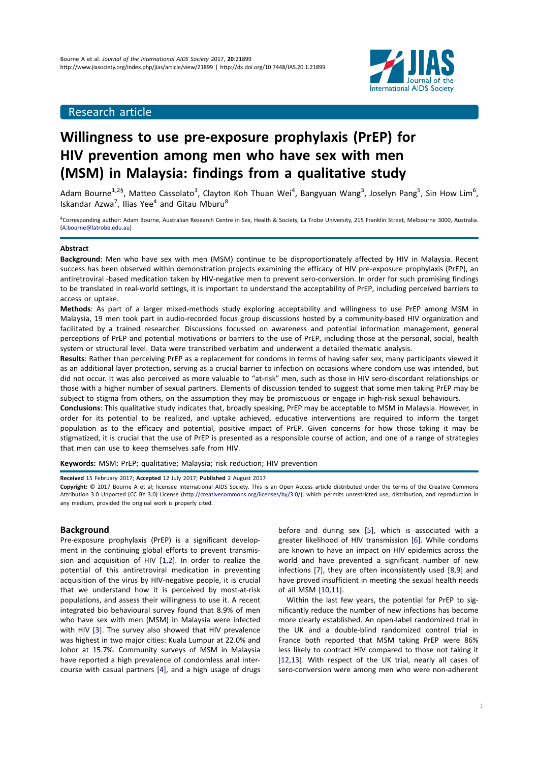Research article

# Willingness to use pre-exposure prophylaxis (PrEP) for HIV prevention among men who have sex with men (MSM) in Malaysia: findings from a qualitative study

Adam Bourne[1,2§], Matteo Cassolato[3], Clayton Koh Thuan Wei[4], Bangyuan Wang[3], Joselyn Pang[5], Sin How Lim[6], Iskandar Azwa[7], Ilias Yee[4] and Gitau Mburu[8]

[§]Corresponding author: Adam Bourne, Australian Research Centre in Sex, Health & Society, La Trobe University, 215 Franklin Street, Melbourne 3000, Australia. (A.bourne@latrobe.edu.au)

## Abstract

**Background**: Men who have sex with men (MSM) continue to be disproportionately affected by HIV in Malaysia. Recent success has been observed within demonstration projects examining the efficacy of HIV pre-exposure prophylaxis (PrEP), an antiretroviral -based medication taken by HIV-negative men to prevent sero-conversion. In order for such promising findings to be translated in real-world settings, it is important to understand the acceptability of PrEP, including perceived barriers to access or uptake.

**Methods**: As part of a larger mixed-methods study exploring acceptability and willingness to use PrEP among MSM in Malaysia, 19 men took part in audio-recorded focus group discussions hosted by a community-based HIV organization and facilitated by a trained researcher. Discussions focussed on awareness and potential information management, general perceptions of PrEP and potential motivations or barriers to the use of PrEP, including those at the personal, social, health system or structural level. Data were transcribed verbatim and underwent a detailed thematic analysis.

**Results**: Rather than perceiving PrEP as a replacement for condoms in terms of having safer sex, many participants viewed it as an additional layer protection, serving as a crucial barrier to infection on occasions where condom use was intended, but did not occur. It was also perceived as more valuable to "at-risk" men, such as those in HIV sero-discordant relationships or those with a higher number of sexual partners. Elements of discussion tended to suggest that some men taking PrEP may be subject to stigma from others, on the assumption they may be promiscuous or engage in high-risk sexual behaviours.

**Conclusions**: This qualitative study indicates that, broadly speaking, PrEP may be acceptable to MSM in Malaysia. However, in order for its potential to be realized, and uptake achieved, educative interventions are required to inform the target population as to the efficacy and potential, positive impact of PrEP. Given concerns for how those taking it may be stigmatized, it is crucial that the use of PrEP is presented as a responsible course of action, and one of a range of strategies that men can use to keep themselves safe from HIV.

**Keywords:** MSM; PrEP; qualitative; Malaysia; risk reduction; HIV prevention

**Received** 15 February 2017; **Accepted** 12 July 2017; **Published** 2 August 2017

**Copyright:** © 2017 Bourne A et al; licensee International AIDS Society. This is an Open Access article distributed under the terms of the Creative Commons Attribution 3.0 Unported (CC BY 3.0) License (http://creativecommons.org/licenses/by/3.0/), which permits unrestricted use, distribution, and reproduction in any medium, provided the original work is properly cited.

## Background

Pre-exposure prophylaxis (PrEP) is a significant development in the continuing global efforts to prevent transmission and acquisition of HIV [1,2]. In order to realize the potential of this antiretroviral medication in preventing acquisition of the virus by HIV-negative people, it is crucial that we understand how it is perceived by most-at-risk populations, and assess their willingness to use it. A recent integrated bio behavioural survey found that 8.9% of men who have sex with men (MSM) in Malaysia were infected with HIV [3]. The survey also showed that HIV prevalence was highest in two major cities: Kuala Lumpur at 22.0% and Johor at 15.7%. Community surveys of MSM in Malaysia have reported a high prevalence of condomless anal intercourse with casual partners [4], and a high usage of drugs before and during sex [5], which is associated with a greater likelihood of HIV transmission [6]. While condoms are known to have an impact on HIV epidemics across the world and have prevented a significant number of new infections [7], they are often inconsistently used [8,9] and have proved insufficient in meeting the sexual health needs of all MSM [10,11].

Within the last few years, the potential for PrEP to significantly reduce the number of new infections has become more clearly established. An open-label randomized trial in the UK and a double-blind randomized control trial in France both reported that MSM taking PrEP were 86% less likely to contract HIV compared to those not taking it [12,13]. With respect of the UK trial, nearly all cases of sero-conversion were among men who were non-adherent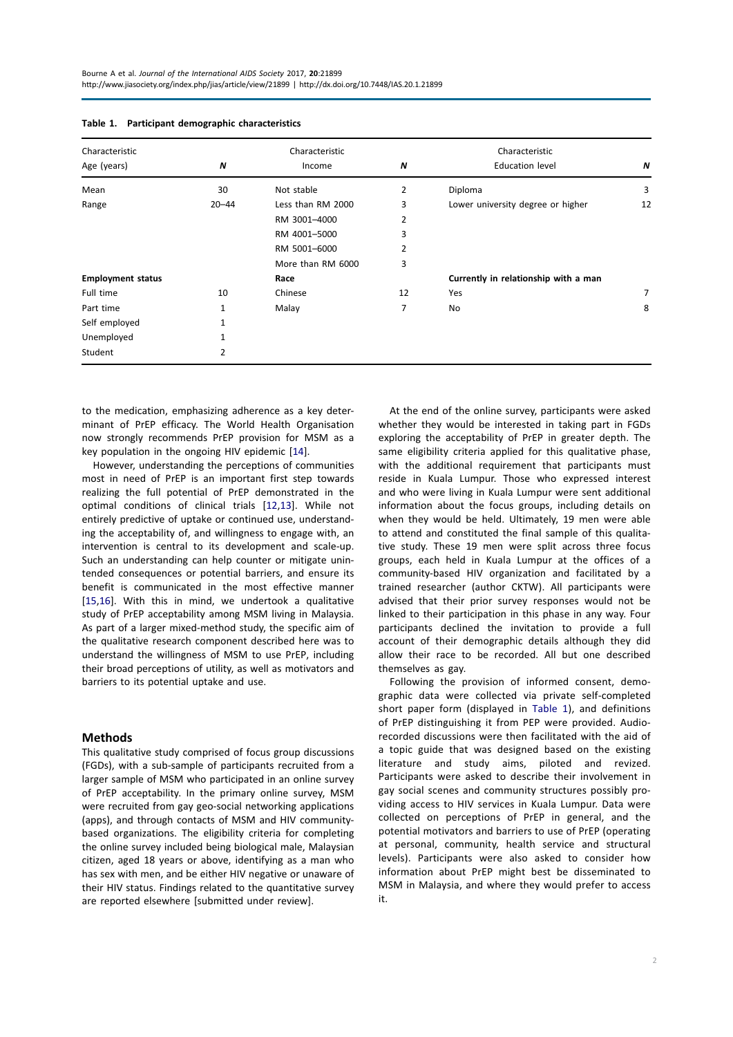**Table 1. Participant demographic characteristics**

| Characteristic Age (years) | N | Characteristic Income | N | Characteristic Education level | N |
|---|---|---|---|---|---|
| Mean | 30 | Not stable | 2 | Diploma | 3 |
| Range | 20–44 | Less than RM 2000 | 3 | Lower university degree or higher | 12 |
| | | RM 3001–4000 | 2 | | |
| | | RM 4001–5000 | 3 | | |
| | | RM 5001–6000 | 2 | | |
| | | More than RM 6000 | 3 | | |
| **Employment status** | | **Race** | | **Currently in relationship with a man** | |
| Full time | 10 | Chinese | 12 | Yes | 7 |
| Part time | 1 | Malay | 7 | No | 8 |
| Self employed | 1 | | | | |
| Unemployed | 1 | | | | |
| Student | 2 | | | | |

to the medication, emphasizing adherence as a key determinant of PrEP efficacy. The World Health Organisation now strongly recommends PrEP provision for MSM as a key population in the ongoing HIV epidemic [14].

However, understanding the perceptions of communities most in need of PrEP is an important first step towards realizing the full potential of PrEP demonstrated in the optimal conditions of clinical trials [12,13]. While not entirely predictive of uptake or continued use, understanding the acceptability of, and willingness to engage with, an intervention is central to its development and scale-up. Such an understanding can help counter or mitigate unintended consequences or potential barriers, and ensure its benefit is communicated in the most effective manner [15,16]. With this in mind, we undertook a qualitative study of PrEP acceptability among MSM living in Malaysia. As part of a larger mixed-method study, the specific aim of the qualitative research component described here was to understand the willingness of MSM to use PrEP, including their broad perceptions of utility, as well as motivators and barriers to its potential uptake and use.

## Methods

This qualitative study comprised of focus group discussions (FGDs), with a sub-sample of participants recruited from a larger sample of MSM who participated in an online survey of PrEP acceptability. In the primary online survey, MSM were recruited from gay geo-social networking applications (apps), and through contacts of MSM and HIV community-based organizations. The eligibility criteria for completing the online survey included being biological male, Malaysian citizen, aged 18 years or above, identifying as a man who has sex with men, and be either HIV negative or unaware of their HIV status. Findings related to the quantitative survey are reported elsewhere [submitted under review].

At the end of the online survey, participants were asked whether they would be interested in taking part in FGDs exploring the acceptability of PrEP in greater depth. The same eligibility criteria applied for this qualitative phase, with the additional requirement that participants must reside in Kuala Lumpur. Those who expressed interest and who were living in Kuala Lumpur were sent additional information about the focus groups, including details on when they would be held. Ultimately, 19 men were able to attend and constituted the final sample of this qualitative study. These 19 men were split across three focus groups, each held in Kuala Lumpur at the offices of a community-based HIV organization and facilitated by a trained researcher (author CKTW). All participants were advised that their prior survey responses would not be linked to their participation in this phase in any way. Four participants declined the invitation to provide a full account of their demographic details although they did allow their race to be recorded. All but one described themselves as gay.

Following the provision of informed consent, demographic data were collected via private self-completed short paper form (displayed in Table 1), and definitions of PrEP distinguishing it from PEP were provided. Audio-recorded discussions were then facilitated with the aid of a topic guide that was designed based on the existing literature and study aims, piloted and revized. Participants were asked to describe their involvement in gay social scenes and community structures possibly providing access to HIV services in Kuala Lumpur. Data were collected on perceptions of PrEP in general, and the potential motivators and barriers to use of PrEP (operating at personal, community, health service and structural levels). Participants were also asked to consider how information about PrEP might best be disseminated to MSM in Malaysia, and where they would prefer to access it.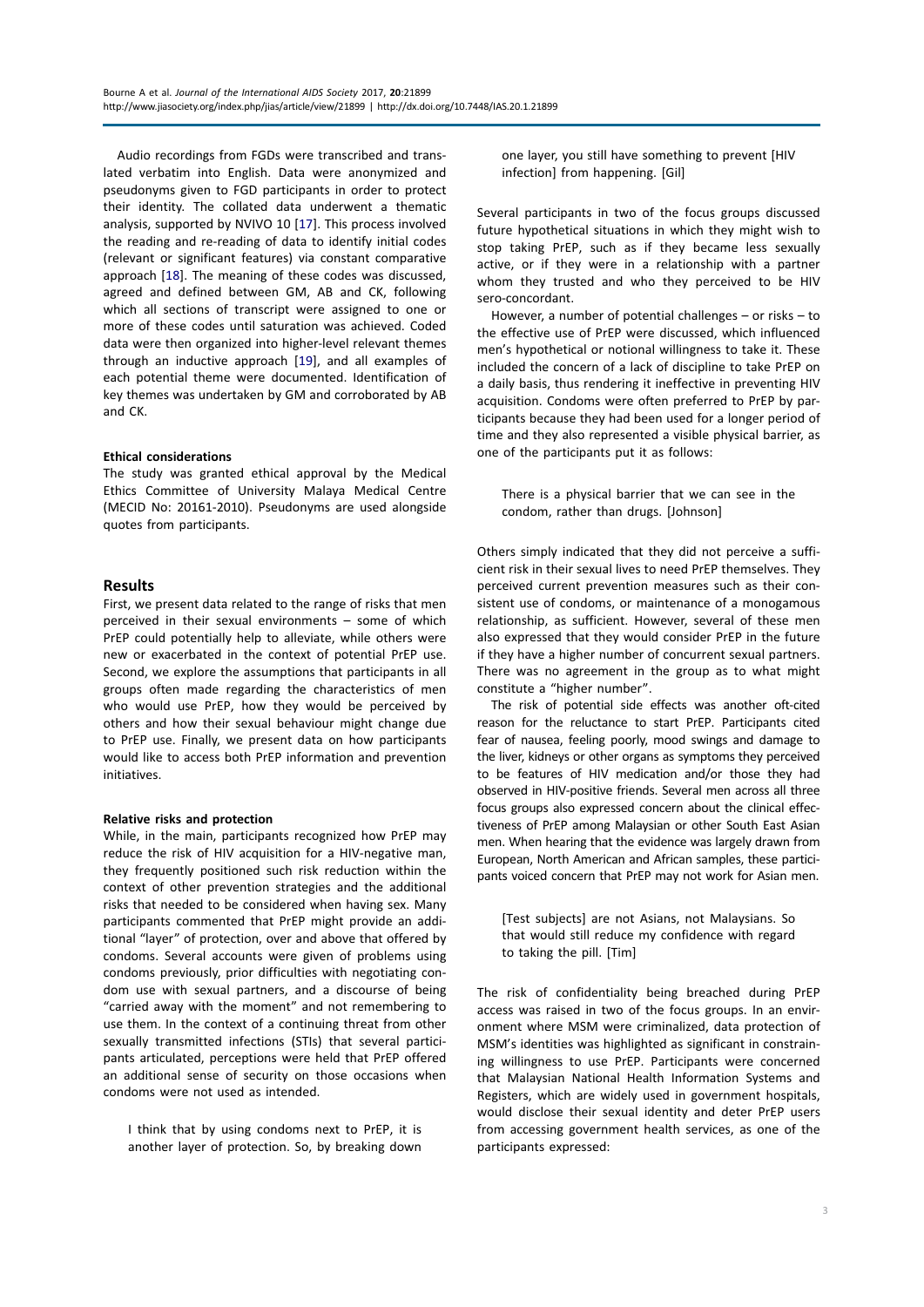Audio recordings from FGDs were transcribed and translated verbatim into English. Data were anonymized and pseudonyms given to FGD participants in order to protect their identity. The collated data underwent a thematic analysis, supported by NVIVO 10 [17]. This process involved the reading and re-reading of data to identify initial codes (relevant or significant features) via constant comparative approach [18]. The meaning of these codes was discussed, agreed and defined between GM, AB and CK, following which all sections of transcript were assigned to one or more of these codes until saturation was achieved. Coded data were then organized into higher-level relevant themes through an inductive approach [19], and all examples of each potential theme were documented. Identification of key themes was undertaken by GM and corroborated by AB and CK.

#### Ethical considerations

The study was granted ethical approval by the Medical Ethics Committee of University Malaya Medical Centre (MECID No: 20161-2010). Pseudonyms are used alongside quotes from participants.

## Results

First, we present data related to the range of risks that men perceived in their sexual environments – some of which PrEP could potentially help to alleviate, while others were new or exacerbated in the context of potential PrEP use. Second, we explore the assumptions that participants in all groups often made regarding the characteristics of men who would use PrEP, how they would be perceived by others and how their sexual behaviour might change due to PrEP use. Finally, we present data on how participants would like to access both PrEP information and prevention initiatives.

#### Relative risks and protection

While, in the main, participants recognized how PrEP may reduce the risk of HIV acquisition for a HIV-negative man, they frequently positioned such risk reduction within the context of other prevention strategies and the additional risks that needed to be considered when having sex. Many participants commented that PrEP might provide an additional "layer" of protection, over and above that offered by condoms. Several accounts were given of problems using condoms previously, prior difficulties with negotiating condom use with sexual partners, and a discourse of being "carried away with the moment" and not remembering to use them. In the context of a continuing threat from other sexually transmitted infections (STIs) that several participants articulated, perceptions were held that PrEP offered an additional sense of security on those occasions when condoms were not used as intended.

> I think that by using condoms next to PrEP, it is another layer of protection. So, by breaking down one layer, you still have something to prevent [HIV infection] from happening. [Gil]

Several participants in two of the focus groups discussed future hypothetical situations in which they might wish to stop taking PrEP, such as if they became less sexually active, or if they were in a relationship with a partner whom they trusted and who they perceived to be HIV sero-concordant.

However, a number of potential challenges – or risks – to the effective use of PrEP were discussed, which influenced men's hypothetical or notional willingness to take it. These included the concern of a lack of discipline to take PrEP on a daily basis, thus rendering it ineffective in preventing HIV acquisition. Condoms were often preferred to PrEP by participants because they had been used for a longer period of time and they also represented a visible physical barrier, as one of the participants put it as follows:

> There is a physical barrier that we can see in the condom, rather than drugs. [Johnson]

Others simply indicated that they did not perceive a sufficient risk in their sexual lives to need PrEP themselves. They perceived current prevention measures such as their consistent use of condoms, or maintenance of a monogamous relationship, as sufficient. However, several of these men also expressed that they would consider PrEP in the future if they have a higher number of concurrent sexual partners. There was no agreement in the group as to what might constitute a "higher number".

The risk of potential side effects was another oft-cited reason for the reluctance to start PrEP. Participants cited fear of nausea, feeling poorly, mood swings and damage to the liver, kidneys or other organs as symptoms they perceived to be features of HIV medication and/or those they had observed in HIV-positive friends. Several men across all three focus groups also expressed concern about the clinical effectiveness of PrEP among Malaysian or other South East Asian men. When hearing that the evidence was largely drawn from European, North American and African samples, these participants voiced concern that PrEP may not work for Asian men.

> [Test subjects] are not Asians, not Malaysians. So that would still reduce my confidence with regard to taking the pill. [Tim]

The risk of confidentiality being breached during PrEP access was raised in two of the focus groups. In an environment where MSM were criminalized, data protection of MSM's identities was highlighted as significant in constraining willingness to use PrEP. Participants were concerned that Malaysian National Health Information Systems and Registers, which are widely used in government hospitals, would disclose their sexual identity and deter PrEP users from accessing government health services, as one of the participants expressed: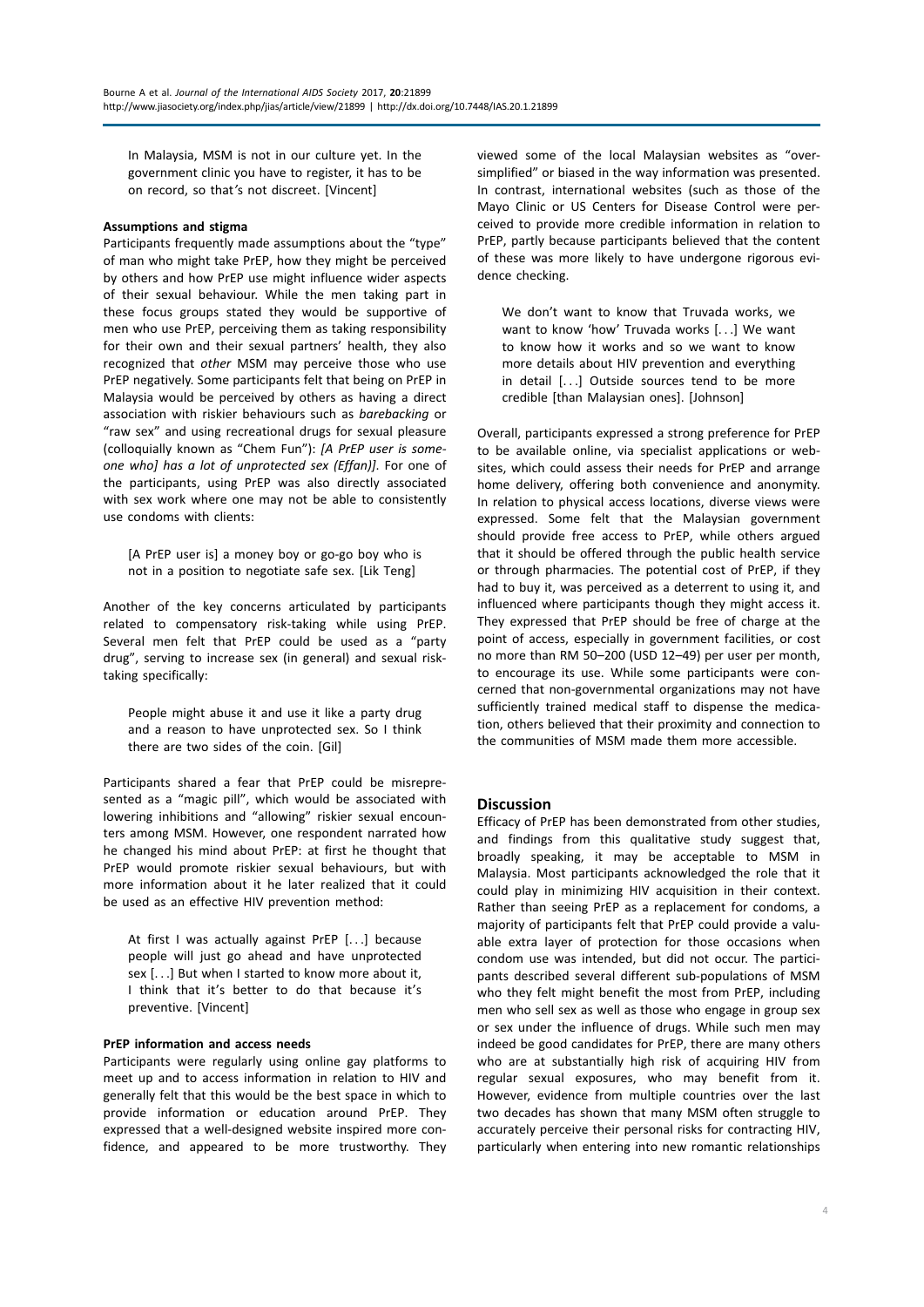In Malaysia, MSM is not in our culture yet. In the government clinic you have to register, it has to be on record, so that's not discreet. [Vincent]

**Assumptions and stigma**

Participants frequently made assumptions about the "type" of man who might take PrEP, how they might be perceived by others and how PrEP use might influence wider aspects of their sexual behaviour. While the men taking part in these focus groups stated they would be supportive of men who use PrEP, perceiving them as taking responsibility for their own and their sexual partners' health, they also recognized that *other* MSM may perceive those who use PrEP negatively. Some participants felt that being on PrEP in Malaysia would be perceived by others as having a direct association with riskier behaviours such as *barebacking* or "raw sex" and using recreational drugs for sexual pleasure (colloquially known as "Chem Fun"): *[A PrEP user is someone who] has a lot of unprotected sex (Effan)]*. For one of the participants, using PrEP was also directly associated with sex work where one may not be able to consistently use condoms with clients:

[A PrEP user is] a money boy or go-go boy who is not in a position to negotiate safe sex. [Lik Teng]

Another of the key concerns articulated by participants related to compensatory risk-taking while using PrEP. Several men felt that PrEP could be used as a "party drug", serving to increase sex (in general) and sexual risk-taking specifically:

People might abuse it and use it like a party drug and a reason to have unprotected sex. So I think there are two sides of the coin. [Gil]

Participants shared a fear that PrEP could be misrepresented as a "magic pill", which would be associated with lowering inhibitions and "allowing" riskier sexual encounters among MSM. However, one respondent narrated how he changed his mind about PrEP: at first he thought that PrEP would promote riskier sexual behaviours, but with more information about it he later realized that it could be used as an effective HIV prevention method:

At first I was actually against PrEP [...] because people will just go ahead and have unprotected sex [...] But when I started to know more about it, I think that it's better to do that because it's preventive. [Vincent]

**PrEP information and access needs**

Participants were regularly using online gay platforms to meet up and to access information in relation to HIV and generally felt that this would be the best space in which to provide information or education around PrEP. They expressed that a well-designed website inspired more confidence, and appeared to be more trustworthy. They viewed some of the local Malaysian websites as "over-simplified" or biased in the way information was presented. In contrast, international websites (such as those of the Mayo Clinic or US Centers for Disease Control were perceived to provide more credible information in relation to PrEP, partly because participants believed that the content of these was more likely to have undergone rigorous evidence checking.

We don't want to know that Truvada works, we want to know 'how' Truvada works [...] We want to know how it works and so we want to know more details about HIV prevention and everything in detail [...] Outside sources tend to be more credible [than Malaysian ones]. [Johnson]

Overall, participants expressed a strong preference for PrEP to be available online, via specialist applications or websites, which could assess their needs for PrEP and arrange home delivery, offering both convenience and anonymity. In relation to physical access locations, diverse views were expressed. Some felt that the Malaysian government should provide free access to PrEP, while others argued that it should be offered through the public health service or through pharmacies. The potential cost of PrEP, if they had to buy it, was perceived as a deterrent to using it, and influenced where participants though they might access it. They expressed that PrEP should be free of charge at the point of access, especially in government facilities, or cost no more than RM 50–200 (USD 12–49) per user per month, to encourage its use. While some participants were concerned that non-governmental organizations may not have sufficiently trained medical staff to dispense the medication, others believed that their proximity and connection to the communities of MSM made them more accessible.

## Discussion

Efficacy of PrEP has been demonstrated from other studies, and findings from this qualitative study suggest that, broadly speaking, it may be acceptable to MSM in Malaysia. Most participants acknowledged the role that it could play in minimizing HIV acquisition in their context. Rather than seeing PrEP as a replacement for condoms, a majority of participants felt that PrEP could provide a valuable extra layer of protection for those occasions when condom use was intended, but did not occur. The participants described several different sub-populations of MSM who they felt might benefit the most from PrEP, including men who sell sex as well as those who engage in group sex or sex under the influence of drugs. While such men may indeed be good candidates for PrEP, there are many others who are at substantially high risk of acquiring HIV from regular sexual exposures, who may benefit from it. However, evidence from multiple countries over the last two decades has shown that many MSM often struggle to accurately perceive their personal risks for contracting HIV, particularly when entering into new romantic relationships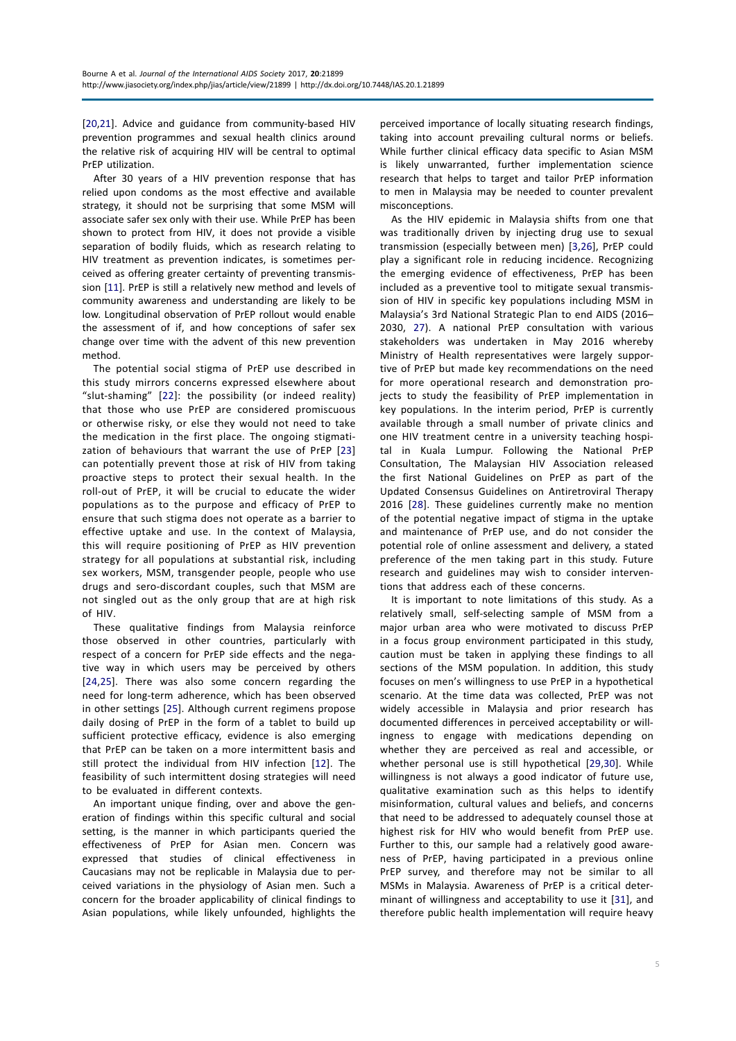[20,21]. Advice and guidance from community-based HIV prevention programmes and sexual health clinics around the relative risk of acquiring HIV will be central to optimal PrEP utilization.

After 30 years of a HIV prevention response that has relied upon condoms as the most effective and available strategy, it should not be surprising that some MSM will associate safer sex only with their use. While PrEP has been shown to protect from HIV, it does not provide a visible separation of bodily fluids, which as research relating to HIV treatment as prevention indicates, is sometimes perceived as offering greater certainty of preventing transmission [11]. PrEP is still a relatively new method and levels of community awareness and understanding are likely to be low. Longitudinal observation of PrEP rollout would enable the assessment of if, and how conceptions of safer sex change over time with the advent of this new prevention method.

The potential social stigma of PrEP use described in this study mirrors concerns expressed elsewhere about "slut-shaming" [22]: the possibility (or indeed reality) that those who use PrEP are considered promiscuous or otherwise risky, or else they would not need to take the medication in the first place. The ongoing stigmatization of behaviours that warrant the use of PrEP [23] can potentially prevent those at risk of HIV from taking proactive steps to protect their sexual health. In the roll-out of PrEP, it will be crucial to educate the wider populations as to the purpose and efficacy of PrEP to ensure that such stigma does not operate as a barrier to effective uptake and use. In the context of Malaysia, this will require positioning of PrEP as HIV prevention strategy for all populations at substantial risk, including sex workers, MSM, transgender people, people who use drugs and sero-discordant couples, such that MSM are not singled out as the only group that are at high risk of HIV.

These qualitative findings from Malaysia reinforce those observed in other countries, particularly with respect of a concern for PrEP side effects and the negative way in which users may be perceived by others [24,25]. There was also some concern regarding the need for long-term adherence, which has been observed in other settings [25]. Although current regimens propose daily dosing of PrEP in the form of a tablet to build up sufficient protective efficacy, evidence is also emerging that PrEP can be taken on a more intermittent basis and still protect the individual from HIV infection [12]. The feasibility of such intermittent dosing strategies will need to be evaluated in different contexts.

An important unique finding, over and above the generation of findings within this specific cultural and social setting, is the manner in which participants queried the effectiveness of PrEP for Asian men. Concern was expressed that studies of clinical effectiveness in Caucasians may not be replicable in Malaysia due to perceived variations in the physiology of Asian men. Such a concern for the broader applicability of clinical findings to Asian populations, while likely unfounded, highlights the perceived importance of locally situating research findings, taking into account prevailing cultural norms or beliefs. While further clinical efficacy data specific to Asian MSM is likely unwarranted, further implementation science research that helps to target and tailor PrEP information to men in Malaysia may be needed to counter prevalent misconceptions.

As the HIV epidemic in Malaysia shifts from one that was traditionally driven by injecting drug use to sexual transmission (especially between men) [3,26], PrEP could play a significant role in reducing incidence. Recognizing the emerging evidence of effectiveness, PrEP has been included as a preventive tool to mitigate sexual transmission of HIV in specific key populations including MSM in Malaysia's 3rd National Strategic Plan to end AIDS (2016–2030, 27). A national PrEP consultation with various stakeholders was undertaken in May 2016 whereby Ministry of Health representatives were largely supportive of PrEP but made key recommendations on the need for more operational research and demonstration projects to study the feasibility of PrEP implementation in key populations. In the interim period, PrEP is currently available through a small number of private clinics and one HIV treatment centre in a university teaching hospital in Kuala Lumpur. Following the National PrEP Consultation, The Malaysian HIV Association released the first National Guidelines on PrEP as part of the Updated Consensus Guidelines on Antiretroviral Therapy 2016 [28]. These guidelines currently make no mention of the potential negative impact of stigma in the uptake and maintenance of PrEP use, and do not consider the potential role of online assessment and delivery, a stated preference of the men taking part in this study. Future research and guidelines may wish to consider interventions that address each of these concerns.

It is important to note limitations of this study. As a relatively small, self-selecting sample of MSM from a major urban area who were motivated to discuss PrEP in a focus group environment participated in this study, caution must be taken in applying these findings to all sections of the MSM population. In addition, this study focuses on men's willingness to use PrEP in a hypothetical scenario. At the time data was collected, PrEP was not widely accessible in Malaysia and prior research has documented differences in perceived acceptability or willingness to engage with medications depending on whether they are perceived as real and accessible, or whether personal use is still hypothetical [29,30]. While willingness is not always a good indicator of future use, qualitative examination such as this helps to identify misinformation, cultural values and beliefs, and concerns that need to be addressed to adequately counsel those at highest risk for HIV who would benefit from PrEP use. Further to this, our sample had a relatively good awareness of PrEP, having participated in a previous online PrEP survey, and therefore may not be similar to all MSMs in Malaysia. Awareness of PrEP is a critical determinant of willingness and acceptability to use it [31], and therefore public health implementation will require heavy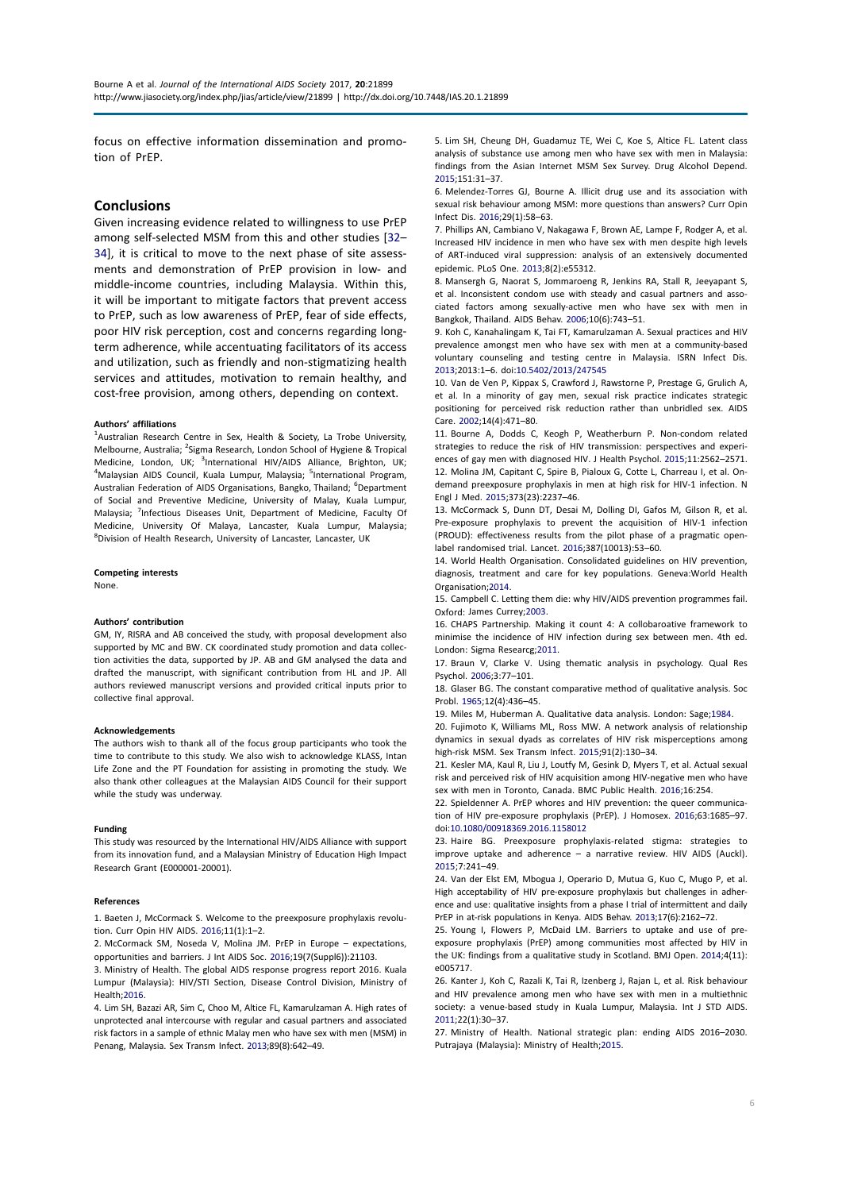focus on effective information dissemination and promotion of PrEP.

## Conclusions

Given increasing evidence related to willingness to use PrEP among self-selected MSM from this and other studies [32–34], it is critical to move to the next phase of site assessments and demonstration of PrEP provision in low- and middle-income countries, including Malaysia. Within this, it will be important to mitigate factors that prevent access to PrEP, such as low awareness of PrEP, fear of side effects, poor HIV risk perception, cost and concerns regarding long-term adherence, while accentuating facilitators of its access and utilization, such as friendly and non-stigmatizing health services and attitudes, motivation to remain healthy, and cost-free provision, among others, depending on context.

#### Authors' affiliations

[1]Australian Research Centre in Sex, Health & Society, La Trobe University, Melbourne, Australia; [2]Sigma Research, London School of Hygiene & Tropical Medicine, London, UK; [3]International HIV/AIDS Alliance, Brighton, UK; [4]Malaysian AIDS Council, Kuala Lumpur, Malaysia; [5]International Program, Australian Federation of AIDS Organisations, Bangko, Thailand; [6]Department of Social and Preventive Medicine, University of Malay, Kuala Lumpur, Malaysia; [7]Infectious Diseases Unit, Department of Medicine, Faculty Of Medicine, University Of Malaya, Lancaster, Kuala Lumpur, Malaysia; [8]Division of Health Research, University of Lancaster, Lancaster, UK

#### Competing interests

None.

#### Authors' contribution

GM, IY, RISRA and AB conceived the study, with proposal development also supported by MC and BW. CK coordinated study promotion and data collection activities the data, supported by JP. AB and GM analysed the data and drafted the manuscript, with significant contribution from HL and JP. All authors reviewed manuscript versions and provided critical inputs prior to collective final approval.

#### Acknowledgements

The authors wish to thank all of the focus group participants who took the time to contribute to this study. We also wish to acknowledge KLASS, Intan Life Zone and the PT Foundation for assisting in promoting the study. We also thank other colleagues at the Malaysian AIDS Council for their support while the study was underway.

#### Funding

This study was resourced by the International HIV/AIDS Alliance with support from its innovation fund, and a Malaysian Ministry of Education High Impact Research Grant (E000001-20001).

#### References

1. Baeten J, McCormack S. Welcome to the preexposure prophylaxis revolution. Curr Opin HIV AIDS. 2016;11(1):1–2.
2. McCormack SM, Noseda V, Molina JM. PrEP in Europe – expectations, opportunities and barriers. J Int AIDS Soc. 2016;19(7(Suppl6)):21103.
3. Ministry of Health. The global AIDS response progress report 2016. Kuala Lumpur (Malaysia): HIV/STI Section, Disease Control Division, Ministry of Health;2016.
4. Lim SH, Bazazi AR, Sim C, Choo M, Altice FL, Kamarulzaman A. High rates of unprotected anal intercourse with regular and casual partners and associated risk factors in a sample of ethnic Malay men who have sex with men (MSM) in Penang, Malaysia. Sex Transm Infect. 2013;89(8):642–49.
5. Lim SH, Cheung DH, Guadamuz TE, Wei C, Koe S, Altice FL. Latent class analysis of substance use among men who have sex with men in Malaysia: findings from the Asian Internet MSM Sex Survey. Drug Alcohol Depend. 2015;151:31–37.
6. Melendez-Torres GJ, Bourne A. Illicit drug use and its association with sexual risk behaviour among MSM: more questions than answers? Curr Opin Infect Dis. 2016;29(1):58–63.
7. Phillips AN, Cambiano V, Nakagawa F, Brown AE, Lampe F, Rodger A, et al. Increased HIV incidence in men who have sex with men despite high levels of ART-induced viral suppression: analysis of an extensively documented epidemic. PLoS One. 2013;8(2):e55312.
8. Mansergh G, Naorat S, Jommaroeng R, Jenkins RA, Stall R, Jeeyapant S, et al. Inconsistent condom use with steady and casual partners and associated factors among sexually-active men who have sex with men in Bangkok, Thailand. AIDS Behav. 2006;10(6):743–51.
9. Koh C, Kanahalingam K, Tai FT, Kamarulzaman A. Sexual practices and HIV prevalence amongst men who have sex with men at a community-based voluntary counseling and testing centre in Malaysia. ISRN Infect Dis. 2013;2013:1–6. doi:10.5402/2013/247545
10. Van de Ven P, Kippax S, Crawford J, Rawstorne P, Prestage G, Grulich A, et al. In a minority of gay men, sexual risk practice indicates strategic positioning for perceived risk reduction rather than unbridled sex. AIDS Care. 2002;14(4):471–80.
11. Bourne A, Dodds C, Keogh P, Weatherburn P. Non-condom related strategies to reduce the risk of HIV transmission: perspectives and experiences of gay men with diagnosed HIV. J Health Psychol. 2015;11:2562–2571.
12. Molina JM, Capitant C, Spire B, Pialoux G, Cotte L, Charreau I, et al. On-demand preexposure prophylaxis in men at high risk for HIV-1 infection. N Engl J Med. 2015;373(23):2237–46.
13. McCormack S, Dunn DT, Desai M, Dolling DI, Gafos M, Gilson R, et al. Pre-exposure prophylaxis to prevent the acquisition of HIV-1 infection (PROUD): effectiveness results from the pilot phase of a pragmatic open-label randomised trial. Lancet. 2016;387(10013):53–60.
14. World Health Organisation. Consolidated guidelines on HIV prevention, diagnosis, treatment and care for key populations. Geneva:World Health Organisation;2014.
15. Campbell C. Letting them die: why HIV/AIDS prevention programmes fail. Oxford: James Currey;2003.
16. CHAPS Partnership. Making it count 4: A collobaroative framework to minimise the incidence of HIV infection during sex between men. 4th ed. London: Sigma Researcg;2011.
17. Braun V, Clarke V. Using thematic analysis in psychology. Qual Res Psychol. 2006;3:77–101.
18. Glaser BG. The constant comparative method of qualitative analysis. Soc Probl. 1965;12(4):436–45.
19. Miles M, Huberman A. Qualitative data analysis. London: Sage;1984.
20. Fujimoto K, Williams ML, Ross MW. A network analysis of relationship dynamics in sexual dyads as correlates of HIV risk misperceptions among high-risk MSM. Sex Transm Infect. 2015;91(2):130–34.
21. Kesler MA, Kaul R, Liu J, Loutfy M, Gesink D, Myers T, et al. Actual sexual risk and perceived risk of HIV acquisition among HIV-negative men who have sex with men in Toronto, Canada. BMC Public Health. 2016;16:254.
22. Spieldenner A. PrEP whores and HIV prevention: the queer communication of HIV pre-exposure prophylaxis (PrEP). J Homosex. 2016;63:1685–97. doi:10.1080/00918369.2016.1158012
23. Haire BG. Preexposure prophylaxis-related stigma: strategies to improve uptake and adherence – a narrative review. HIV AIDS (Auckl). 2015;7:241–49.
24. Van der Elst EM, Mbogua J, Operario D, Mutua G, Kuo C, Mugo P, et al. High acceptability of HIV pre-exposure prophylaxis but challenges in adherence and use: qualitative insights from a phase I trial of intermittent and daily PrEP in at-risk populations in Kenya. AIDS Behav. 2013;17(6):2162–72.
25. Young I, Flowers P, McDaid LM. Barriers to uptake and use of pre-exposure prophylaxis (PrEP) among communities most affected by HIV in the UK: findings from a qualitative study in Scotland. BMJ Open. 2014;4(11):e005717.
26. Kanter J, Koh C, Razali K, Tai R, Izenberg J, Rajan L, et al. Risk behaviour and HIV prevalence among men who have sex with men in a multiethnic society: a venue-based study in Kuala Lumpur, Malaysia. Int J STD AIDS. 2011;22(1):30–37.
27. Ministry of Health. National strategic plan: ending AIDS 2016–2030. Putrajaya (Malaysia): Ministry of Health;2015.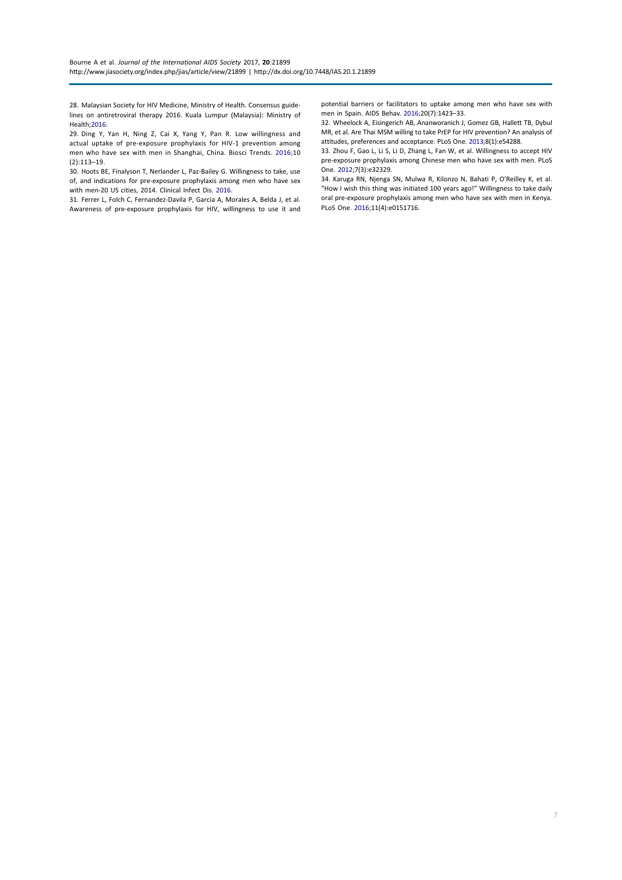28. Malaysian Society for HIV Medicine, Ministry of Health. Consensus guidelines on antiretroviral therapy 2016. Kuala Lumpur (Malaysia): Ministry of Health;2016.

29. Ding Y, Yan H, Ning Z, Cai X, Yang Y, Pan R. Low willingness and actual uptake of pre-exposure prophylaxis for HIV-1 prevention among men who have sex with men in Shanghai, China. Biosci Trends. 2016;10 (2):113–19.

30. Hoots BE, Finalyson T, Nerlander L, Paz-Bailey G. Willingness to take, use of, and indications for pre-exposure prophylaxis among men who have sex with men-20 US cities, 2014. Clinical Infect Dis. 2016.

31. Ferrer L, Folch C, Fernandez-Davila P, Garcia A, Morales A, Belda J, et al. Awareness of pre-exposure prophylaxis for HIV, willingness to use it and potential barriers or facilitators to uptake among men who have sex with men in Spain. AIDS Behav. 2016;20(7):1423–33.

32. Wheelock A, Eisingerich AB, Ananworanich J, Gomez GB, Hallett TB, Dybul MR, et al. Are Thai MSM willing to take PrEP for HIV prevention? An analysis of attitudes, preferences and acceptance. PLoS One. 2013;8(1):e54288.

33. Zhou F, Gao L, Li S, Li D, Zhang L, Fan W, et al. Willingness to accept HIV pre-exposure prophylaxis among Chinese men who have sex with men. PLoS One. 2012;7(3):e32329.

34. Karuga RN, Njenga SN, Mulwa R, Kilonzo N, Bahati P, O'Reilley K, et al. "How I wish this thing was initiated 100 years ago!" Willingness to take daily oral pre-exposure prophylaxis among men who have sex with men in Kenya. PLoS One. 2016;11(4):e0151716.